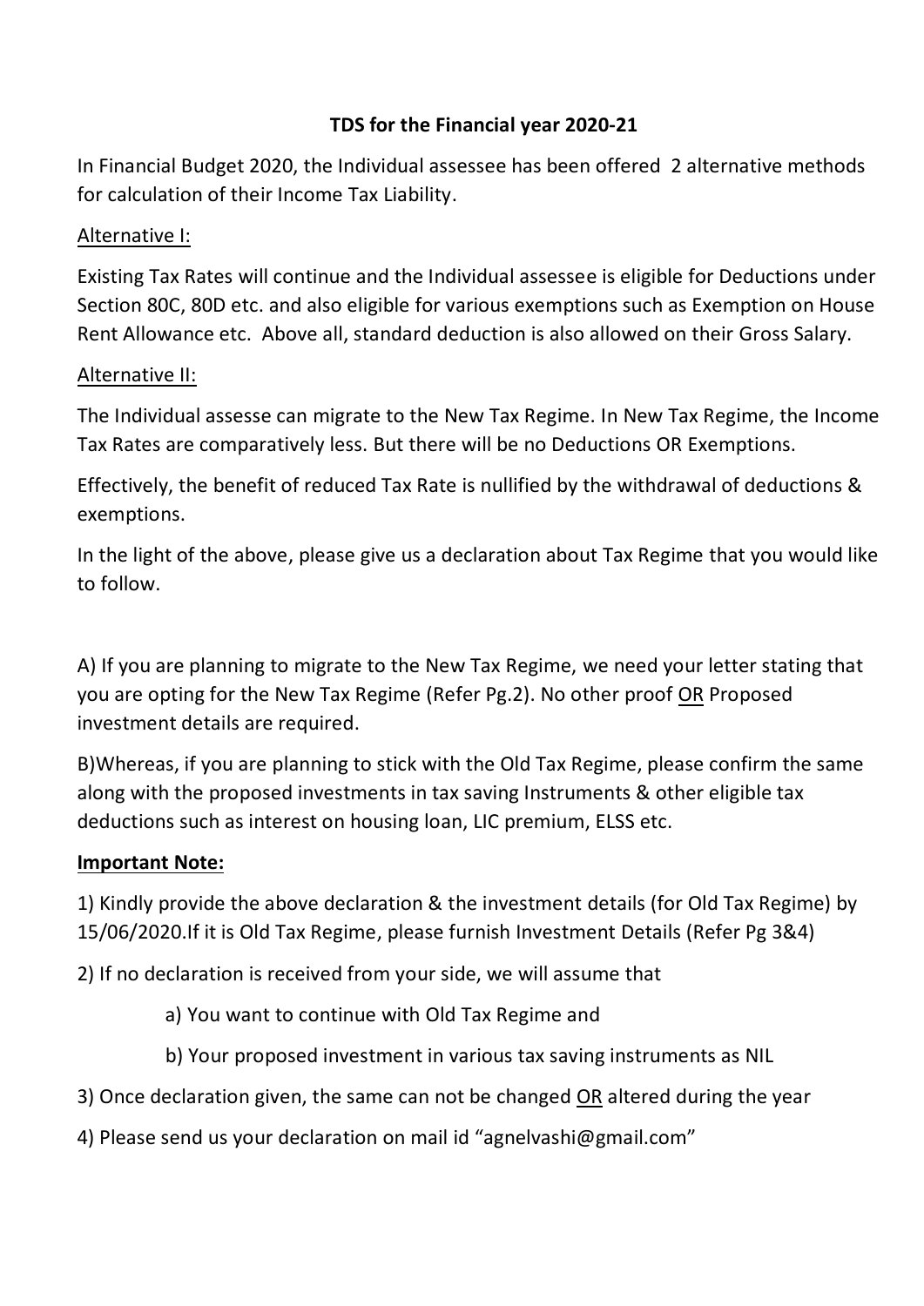## TDS for the Financial year 2020-21

In Financial Budget 2020, the Individual assessee has been offered 2 alternative methods for calculation of their Income Tax Liability.

Alternative I:

Existing Tax Rates will continue and the Individual assessee is eligible for Deductions under Section 80C, 80D etc. and also eligible for various exemptions such as Exemption on House Rent Allowance etc. Above all, standard deduction is also allowed on their Gross Salary.

Alternative II:

The Individual assesse can migrate to the New Tax Regime. In New Tax Regime, the Income Tax Rates are comparatively less. But there will be no Deductions OR Exemptions.

Effectively, the benefit of reduced Tax Rate is nullified by the withdrawal of deductions & exemptions.

In the light of the above, please give us a declaration about Tax Regime that you would like to follow.

A) If you are planning to migrate to the New Tax Regime, we need your letter stating that you are opting for the New Tax Regime (Refer Pg.2). No other proof OR Proposed investment details are required.

B)Whereas, if you are planning to stick with the Old Tax Regime, please confirm the same along with the proposed investments in tax saving Instruments & other eligible tax deductions such as interest on housing loan, LIC premium, ELSS etc.

**Important Note:**

1) Kindly provide the above declaration & the investment details (for Old Tax Regime) by 15/06/2020.If it is Old Tax Regime, please furnish Investment Details (Refer Pg 3&4)

2) If no declaration is received from your side, we will assume that

   a) You want to continue with Old Tax Regime and

   b) Your proposed investment in various tax saving instruments as NIL

3) Once declaration given, the same can not be changed OR altered during the year

4) Please send us your declaration on mail id "agnelvashi@gmail.com"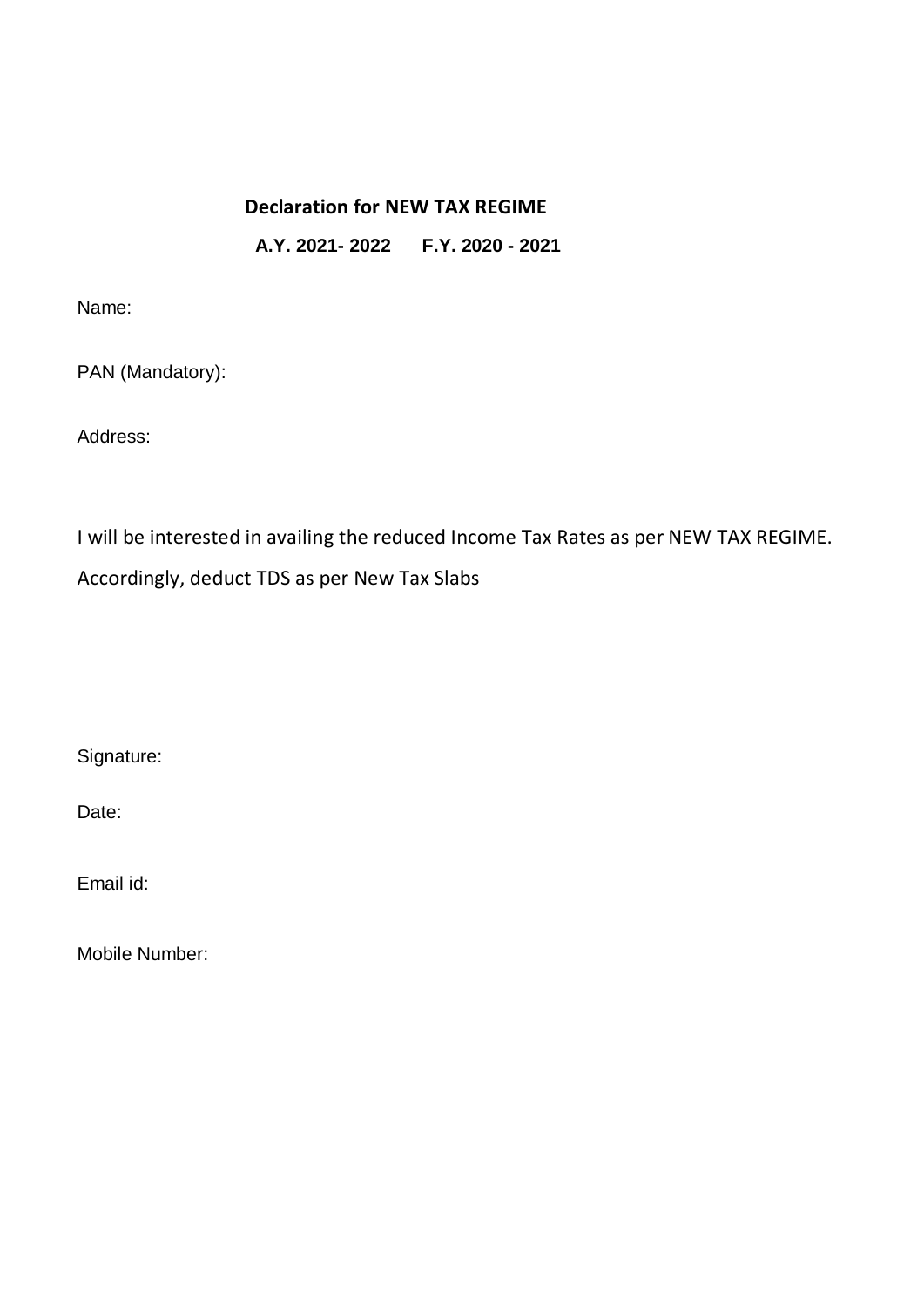## Declaration for NEW TAX REGIME

**A.Y. 2021- 2022 F.Y. 2020 - 2021**

Name:

PAN (Mandatory):

Address:

I will be interested in availing the reduced Income Tax Rates as per NEW TAX REGIME. Accordingly, deduct TDS as per New Tax Slabs

Signature:

Date:

Email id:

Mobile Number: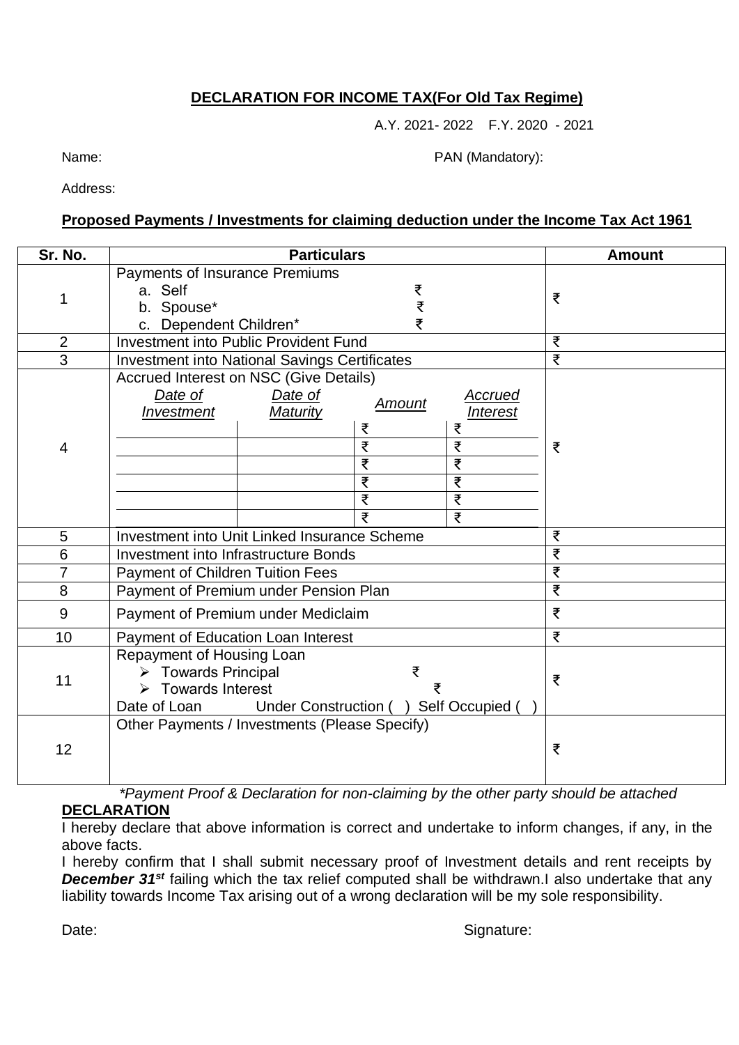**DECLARATION FOR INCOME TAX(For Old Tax Regime)**

A.Y. 2021- 2022 F.Y. 2020 - 2021

Name: PAN (Mandatory):

Address:

**Proposed Payments / Investments for claiming deduction under the Income Tax Act 1961**

| Sr. No. | Particulars | Amount |
|---|---|---|
| 1 | Payments of Insurance Premiums<br>a. Self ₹<br>b. Spouse* ₹<br>c. Dependent Children* ₹ | ₹ |
| 2 | Investment into Public Provident Fund | ₹ |
| 3 | Investment into National Savings Certificates | ₹ |
| 4 | Accrued Interest on NSC (Give Details)<br>*Date of Investment* \| *Date of Maturity* \| *Amount* \| *Accrued Interest*<br>\| \| ₹ \| ₹<br>\| \| ₹ \| ₹<br>\| \| ₹ \| ₹<br>\| \| ₹ \| ₹<br>\| \| ₹ \| ₹<br>\| \| ₹ \| ₹ | ₹ |
| 5 | Investment into Unit Linked Insurance Scheme | ₹ |
| 6 | Investment into Infrastructure Bonds | ₹ |
| 7 | Payment of Children Tuition Fees | ₹ |
| 8 | Payment of Premium under Pension Plan | ₹ |
| 9 | Payment of Premium under Mediclaim | ₹ |
| 10 | Payment of Education Loan Interest | ₹ |
| 11 | Repayment of Housing Loan<br>➢ Towards Principal ₹<br>➢ Towards Interest ₹<br>Date of Loan Under Construction ( ) Self Occupied ( ) | ₹ |
| 12 | Other Payments / Investments (Please Specify) | ₹ |

*\*Payment Proof & Declaration for non-claiming by the other party should be attached*

**DECLARATION**

I hereby declare that above information is correct and undertake to inform changes, if any, in the above facts.

I hereby confirm that I shall submit necessary proof of Investment details and rent receipts by ***December 31st*** failing which the tax relief computed shall be withdrawn.I also undertake that any liability towards Income Tax arising out of a wrong declaration will be my sole responsibility.

Date: Signature: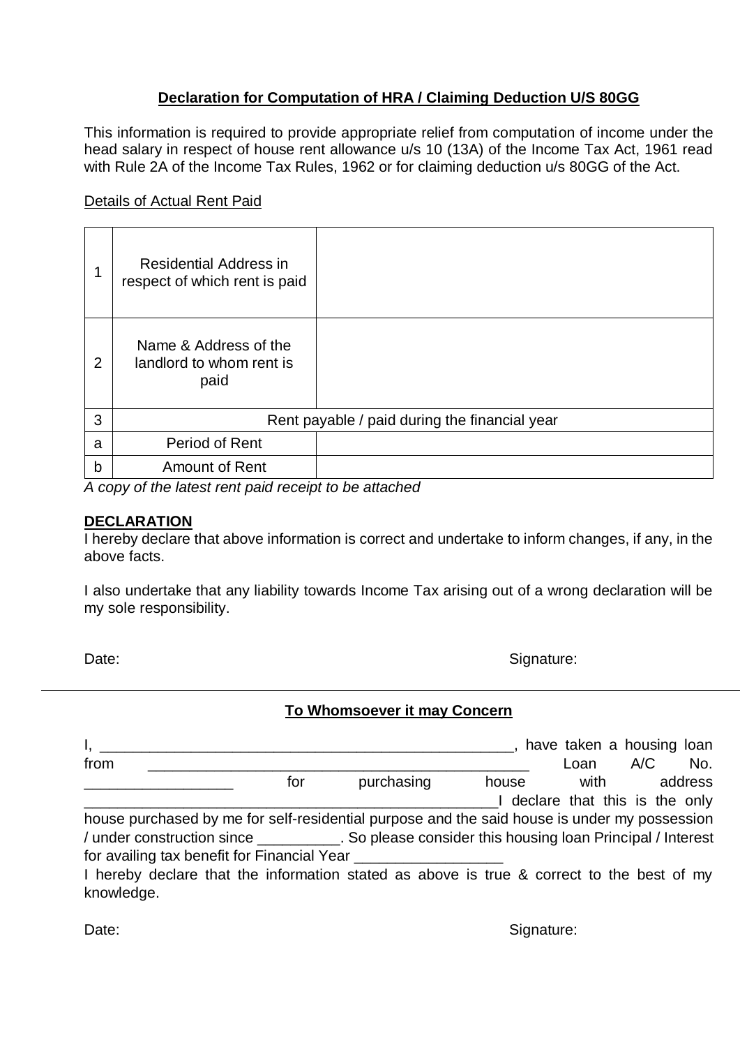## Declaration for Computation of HRA / Claiming Deduction U/S 80GG

This information is required to provide appropriate relief from computation of income under the head salary in respect of house rent allowance u/s 10 (13A) of the Income Tax Act, 1961 read with Rule 2A of the Income Tax Rules, 1962 or for claiming deduction u/s 80GG of the Act.

Details of Actual Rent Paid

| | | |
|---|---|---|
| 1 | Residential Address in respect of which rent is paid | |
| 2 | Name & Address of the landlord to whom rent is paid | |
| 3 | Rent payable / paid during the financial year | |
| a | Period of Rent | |
| b | Amount of Rent | |

*A copy of the latest rent paid receipt to be attached*

**DECLARATION**

I hereby declare that above information is correct and undertake to inform changes, if any, in the above facts.

I also undertake that any liability towards Income Tax arising out of a wrong declaration will be my sole responsibility.

Date: Signature:

---

## To Whomsoever it may Concern

I, ____________________________________________________, have taken a housing loan from ________________________________________________ Loan A/C No. __________________ for purchasing house with address ____________________________________________________I declare that this is the only house purchased by me for self-residential purpose and the said house is under my possession / under construction since __________. So please consider this housing loan Principal / Interest for availing tax benefit for Financial Year __________________

I hereby declare that the information stated as above is true & correct to the best of my knowledge.

Date: Signature: